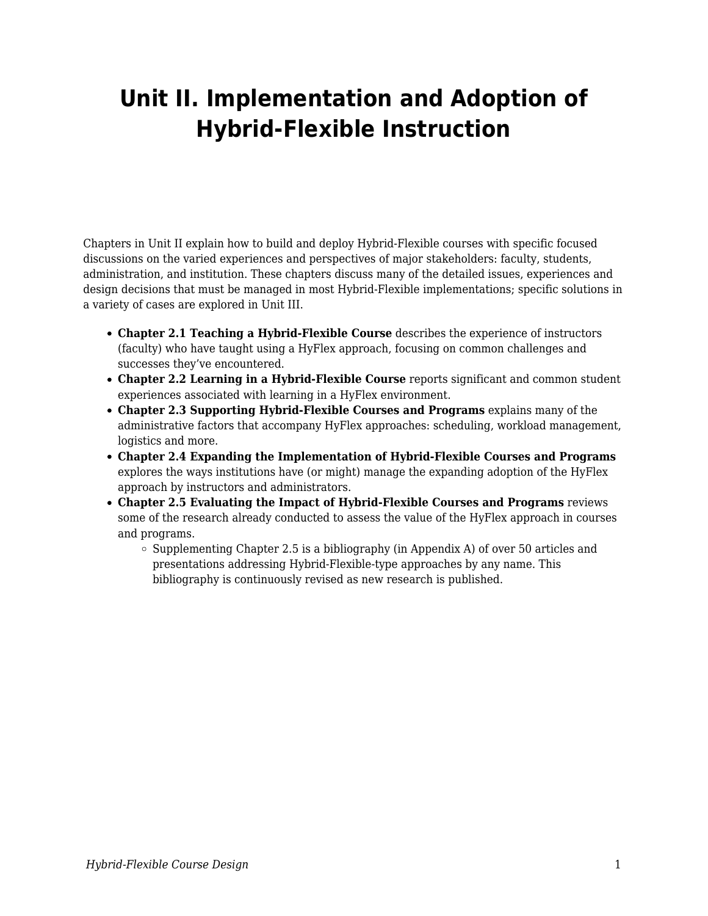# Unit II. Implementation and Adoption of Hybrid-Flexible Instruction

Chapters in Unit II explain how to build and deploy Hybrid-Flexible courses with specific focused discussions on the varied experiences and perspectives of major stakeholders: faculty, students, administration, and institution. These chapters discuss many of the detailed issues, experiences and design decisions that must be managed in most Hybrid-Flexible implementations; specific solutions in a variety of cases are explored in Unit III.

- **Chapter 2.1 Teaching a Hybrid-Flexible Course** describes the experience of instructors (faculty) who have taught using a HyFlex approach, focusing on common challenges and successes they've encountered.
- **Chapter 2.2 Learning in a Hybrid-Flexible Course** reports significant and common student experiences associated with learning in a HyFlex environment.
- **Chapter 2.3 Supporting Hybrid-Flexible Courses and Programs** explains many of the administrative factors that accompany HyFlex approaches: scheduling, workload management, logistics and more.
- **Chapter 2.4 Expanding the Implementation of Hybrid-Flexible Courses and Programs** explores the ways institutions have (or might) manage the expanding adoption of the HyFlex approach by instructors and administrators.
- **Chapter 2.5 Evaluating the Impact of Hybrid-Flexible Courses and Programs** reviews some of the research already conducted to assess the value of the HyFlex approach in courses and programs.
  - Supplementing Chapter 2.5 is a bibliography (in Appendix A) of over 50 articles and presentations addressing Hybrid-Flexible-type approaches by any name. This bibliography is continuously revised as new research is published.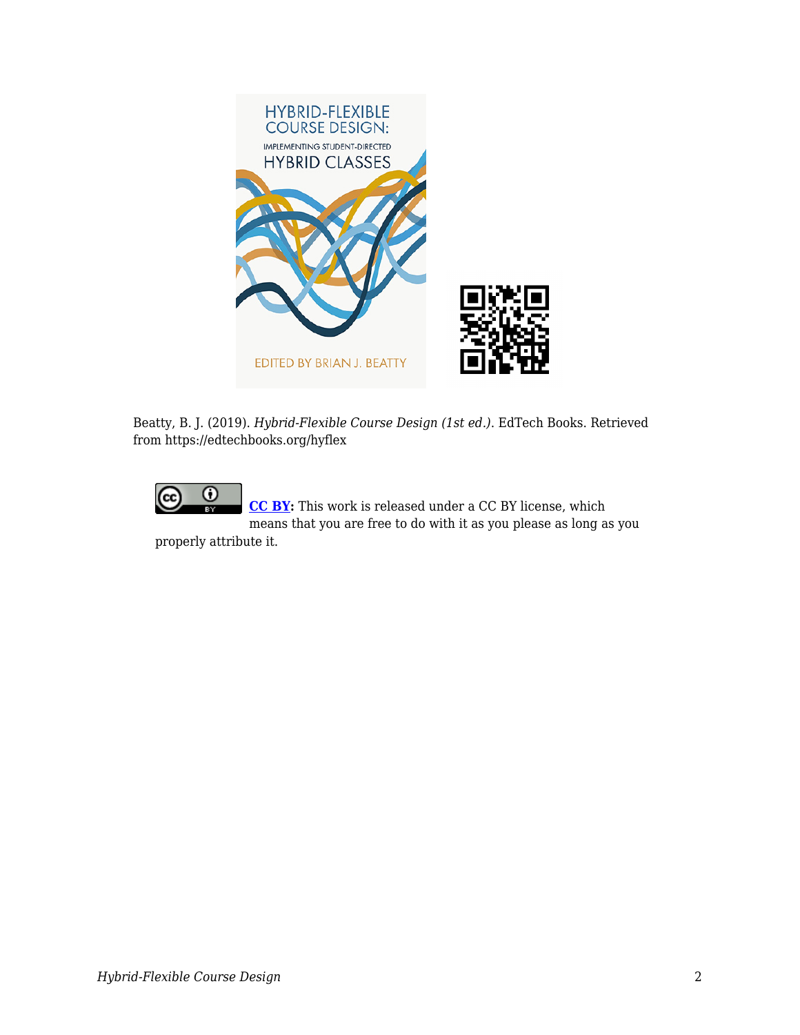Beatty, B. J. (2019). *Hybrid-Flexible Course Design (1st ed.)*. EdTech Books. Retrieved from https://edtechbooks.org/hyflex

**CC BY:** This work is released under a CC BY license, which means that you are free to do with it as you please as long as you properly attribute it.